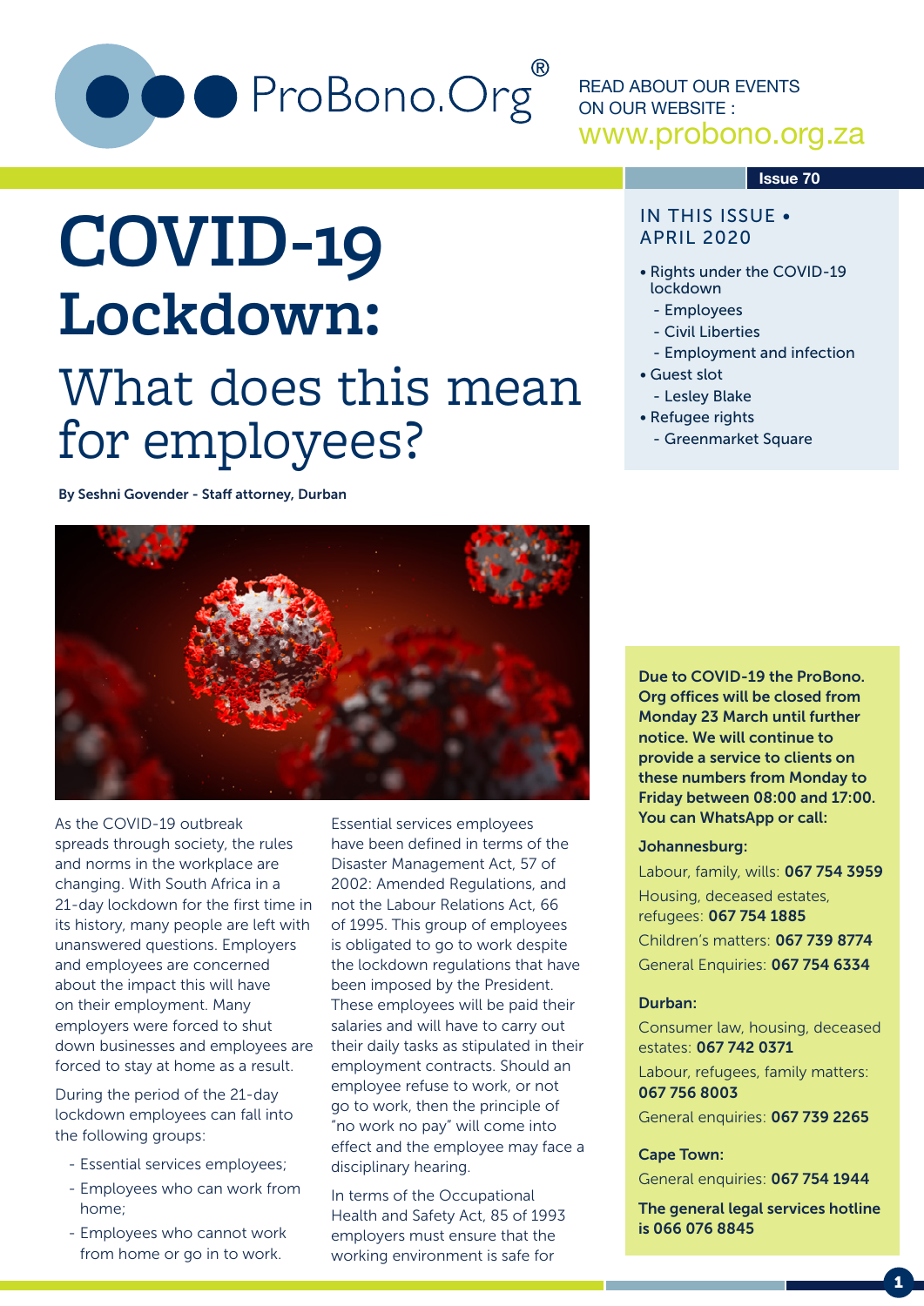ProBono.Org®

READ ABOUT OUR EVENTS ON OUR WEBSITE : www.probono.org.za

Issue 70

# COVID-19 Lockdown:

## What does this mean for employees?

**By Seshni Govender - Staff attorney, Durban**

### IN THIS ISSUE • APRIL 2020

- Rights under the COVID-19 lockdown
  - Employees
  - Civil Liberties
  - Employment and infection
- Guest slot
  - Lesley Blake
- Refugee rights
  - Greenmarket Square

As the COVID-19 outbreak spreads through society, the rules and norms in the workplace are changing. With South Africa in a 21-day lockdown for the first time in its history, many people are left with unanswered questions. Employers and employees are concerned about the impact this will have on their employment. Many employers were forced to shut down businesses and employees are forced to stay at home as a result.

During the period of the 21-day lockdown employees can fall into the following groups:

- Essential services employees;
- Employees who can work from home;
- Employees who cannot work from home or go in to work.

Essential services employees have been defined in terms of the Disaster Management Act, 57 of 2002: Amended Regulations, and not the Labour Relations Act, 66 of 1995. This group of employees is obligated to go to work despite the lockdown regulations that have been imposed by the President. These employees will be paid their salaries and will have to carry out their daily tasks as stipulated in their employment contracts. Should an employee refuse to work, or not go to work, then the principle of "no work no pay" will come into effect and the employee may face a disciplinary hearing.

In terms of the Occupational Health and Safety Act, 85 of 1993 employers must ensure that the working environment is safe for

**Due to COVID-19 the ProBono. Org offices will be closed from Monday 23 March until further notice. We will continue to provide a service to clients on these numbers from Monday to Friday between 08:00 and 17:00. You can WhatsApp or call:**

**Johannesburg:**

Labour, family, wills: **067 754 3959**

Housing, deceased estates, refugees: **067 754 1885**

Children's matters: **067 739 8774**

General Enquiries: **067 754 6334**

**Durban:**

Consumer law, housing, deceased estates: **067 742 0371**

Labour, refugees, family matters: **067 756 8003**

General enquiries: **067 739 2265**

**Cape Town:**

General enquiries: **067 754 1944**

**The general legal services hotline is 066 076 8845**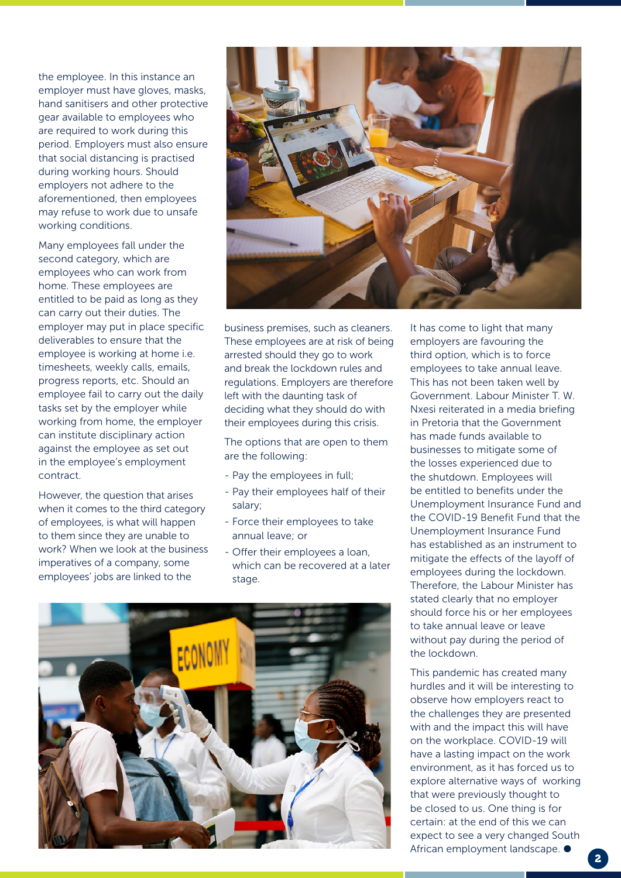the employee. In this instance an employer must have gloves, masks, hand sanitisers and other protective gear available to employees who are required to work during this period. Employers must also ensure that social distancing is practised during working hours. Should employers not adhere to the aforementioned, then employees may refuse to work due to unsafe working conditions.

Many employees fall under the second category, which are employees who can work from home. These employees are entitled to be paid as long as they can carry out their duties. The employer may put in place specific deliverables to ensure that the employee is working at home i.e. timesheets, weekly calls, emails, progress reports, etc. Should an employee fail to carry out the daily tasks set by the employer while working from home, the employer can institute disciplinary action against the employee as set out in the employee's employment contract.

However, the question that arises when it comes to the third category of employees, is what will happen to them since they are unable to work? When we look at the business imperatives of a company, some employees' jobs are linked to the business premises, such as cleaners. These employees are at risk of being arrested should they go to work and break the lockdown rules and regulations. Employers are therefore left with the daunting task of deciding what they should do with their employees during this crisis.

The options that are open to them are the following:

- Pay the employees in full;
- Pay their employees half of their salary;
- Force their employees to take annual leave; or
- Offer their employees a loan, which can be recovered at a later stage.

It has come to light that many employers are favouring the third option, which is to force employees to take annual leave. This has not been taken well by Government. Labour Minister T. W. Nxesi reiterated in a media briefing in Pretoria that the Government has made funds available to businesses to mitigate some of the losses experienced due to the shutdown. Employees will be entitled to benefits under the Unemployment Insurance Fund and the COVID-19 Benefit Fund that the Unemployment Insurance Fund has established as an instrument to mitigate the effects of the layoff of employees during the lockdown. Therefore, the Labour Minister has stated clearly that no employer should force his or her employees to take annual leave or leave without pay during the period of the lockdown.

This pandemic has created many hurdles and it will be interesting to observe how employers react to the challenges they are presented with and the impact this will have on the workplace. COVID-19 will have a lasting impact on the work environment, as it has forced us to explore alternative ways of working that were previously thought to be closed to us. One thing is for certain: at the end of this we can expect to see a very changed South African employment landscape. ●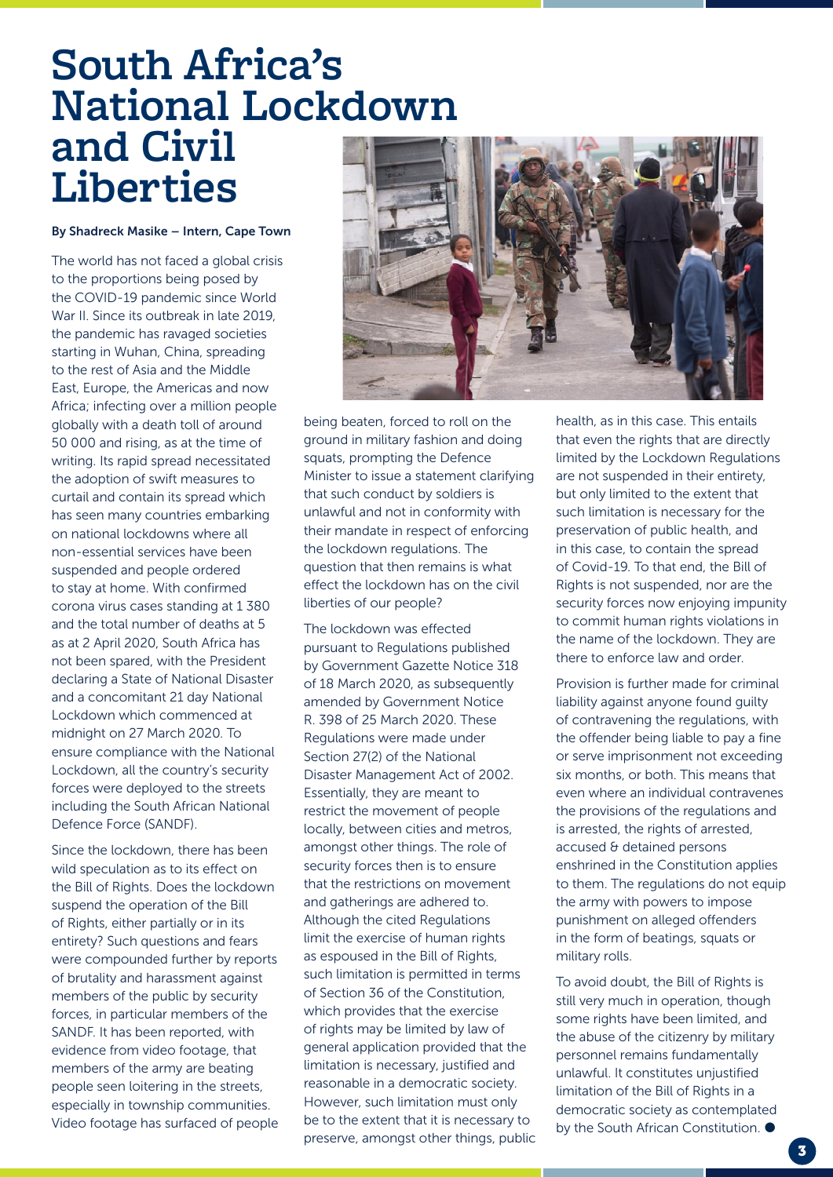# South Africa's National Lockdown and Civil Liberties

**By Shadreck Masike – Intern, Cape Town**

The world has not faced a global crisis to the proportions being posed by the COVID-19 pandemic since World War II. Since its outbreak in late 2019, the pandemic has ravaged societies starting in Wuhan, China, spreading to the rest of Asia and the Middle East, Europe, the Americas and now Africa; infecting over a million people globally with a death toll of around 50 000 and rising, as at the time of writing. Its rapid spread necessitated the adoption of swift measures to curtail and contain its spread which has seen many countries embarking on national lockdowns where all non-essential services have been suspended and people ordered to stay at home. With confirmed corona virus cases standing at 1 380 and the total number of deaths at 5 as at 2 April 2020, South Africa has not been spared, with the President declaring a State of National Disaster and a concomitant 21 day National Lockdown which commenced at midnight on 27 March 2020. To ensure compliance with the National Lockdown, all the country's security forces were deployed to the streets including the South African National Defence Force (SANDF).

Since the lockdown, there has been wild speculation as to its effect on the Bill of Rights. Does the lockdown suspend the operation of the Bill of Rights, either partially or in its entirety? Such questions and fears were compounded further by reports of brutality and harassment against members of the public by security forces, in particular members of the SANDF. It has been reported, with evidence from video footage, that members of the army are beating people seen loitering in the streets, especially in township communities. Video footage has surfaced of people being beaten, forced to roll on the ground in military fashion and doing squats, prompting the Defence Minister to issue a statement clarifying that such conduct by soldiers is unlawful and not in conformity with their mandate in respect of enforcing the lockdown regulations. The question that then remains is what effect the lockdown has on the civil liberties of our people?

The lockdown was effected pursuant to Regulations published by Government Gazette Notice 318 of 18 March 2020, as subsequently amended by Government Notice R. 398 of 25 March 2020. These Regulations were made under Section 27(2) of the National Disaster Management Act of 2002. Essentially, they are meant to restrict the movement of people locally, between cities and metros, amongst other things. The role of security forces then is to ensure that the restrictions on movement and gatherings are adhered to. Although the cited Regulations limit the exercise of human rights as espoused in the Bill of Rights, such limitation is permitted in terms of Section 36 of the Constitution, which provides that the exercise of rights may be limited by law of general application provided that the limitation is necessary, justified and reasonable in a democratic society. However, such limitation must only be to the extent that it is necessary to preserve, amongst other things, public health, as in this case. This entails that even the rights that are directly limited by the Lockdown Regulations are not suspended in their entirety, but only limited to the extent that such limitation is necessary for the preservation of public health, and in this case, to contain the spread of Covid-19. To that end, the Bill of Rights is not suspended, nor are the security forces now enjoying impunity to commit human rights violations in the name of the lockdown. They are there to enforce law and order.

Provision is further made for criminal liability against anyone found guilty of contravening the regulations, with the offender being liable to pay a fine or serve imprisonment not exceeding six months, or both. This means that even where an individual contravenes the provisions of the regulations and is arrested, the rights of arrested, accused & detained persons enshrined in the Constitution applies to them. The regulations do not equip the army with powers to impose punishment on alleged offenders in the form of beatings, squats or military rolls.

To avoid doubt, the Bill of Rights is still very much in operation, though some rights have been limited, and the abuse of the citizenry by military personnel remains fundamentally unlawful. It constitutes unjustified limitation of the Bill of Rights in a democratic society as contemplated by the South African Constitution. ●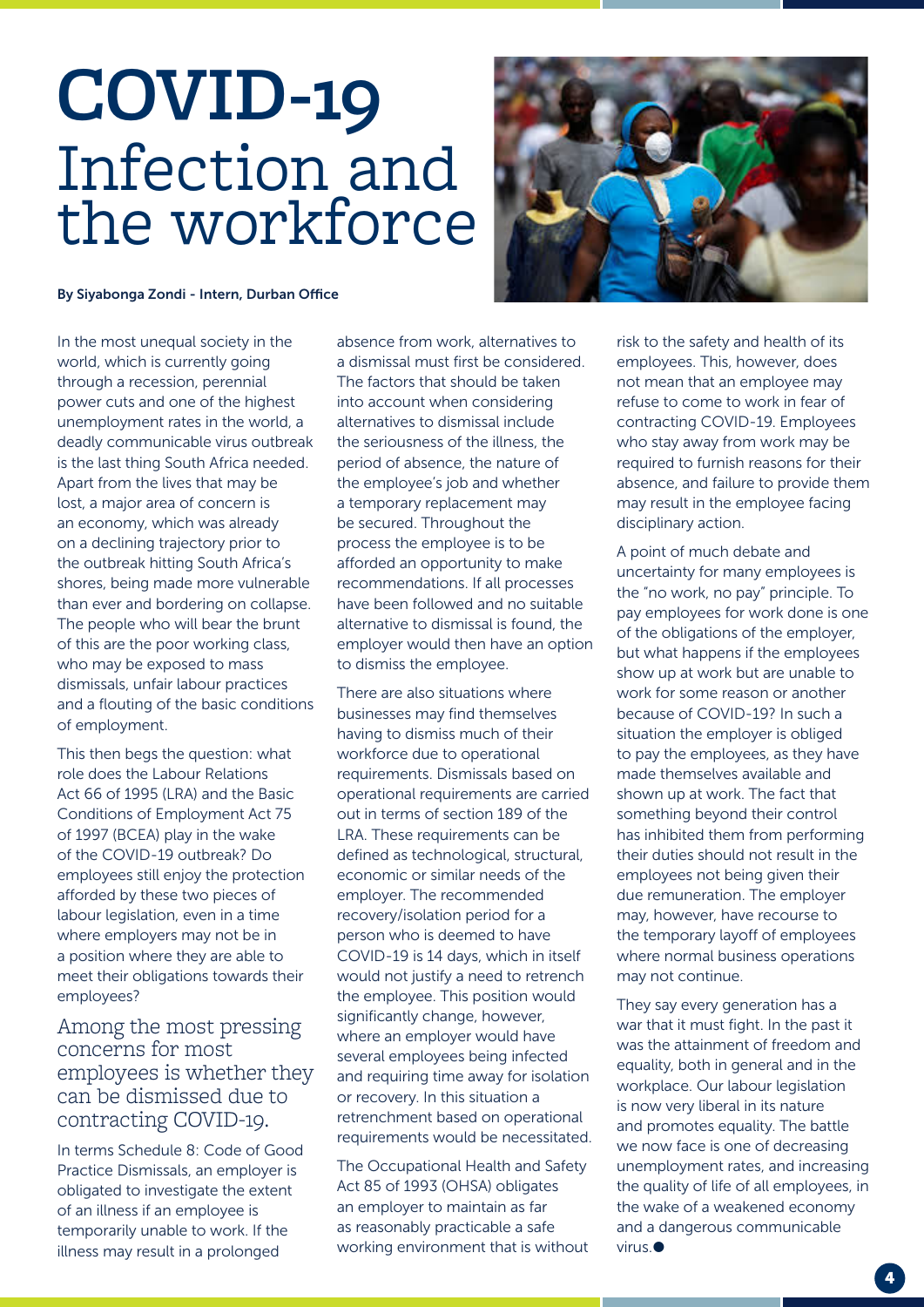# COVID-19 Infection and the workforce

**By Siyabonga Zondi - Intern, Durban Office**

In the most unequal society in the world, which is currently going through a recession, perennial power cuts and one of the highest unemployment rates in the world, a deadly communicable virus outbreak is the last thing South Africa needed. Apart from the lives that may be lost, a major area of concern is an economy, which was already on a declining trajectory prior to the outbreak hitting South Africa's shores, being made more vulnerable than ever and bordering on collapse. The people who will bear the brunt of this are the poor working class, who may be exposed to mass dismissals, unfair labour practices and a flouting of the basic conditions of employment.

This then begs the question: what role does the Labour Relations Act 66 of 1995 (LRA) and the Basic Conditions of Employment Act 75 of 1997 (BCEA) play in the wake of the COVID-19 outbreak? Do employees still enjoy the protection afforded by these two pieces of labour legislation, even in a time where employers may not be in a position where they are able to meet their obligations towards their employees?

## Among the most pressing concerns for most employees is whether they can be dismissed due to contracting COVID-19.

In terms Schedule 8: Code of Good Practice Dismissals, an employer is obligated to investigate the extent of an illness if an employee is temporarily unable to work. If the illness may result in a prolonged absence from work, alternatives to a dismissal must first be considered. The factors that should be taken into account when considering alternatives to dismissal include the seriousness of the illness, the period of absence, the nature of the employee's job and whether a temporary replacement may be secured. Throughout the process the employee is to be afforded an opportunity to make recommendations. If all processes have been followed and no suitable alternative to dismissal is found, the employer would then have an option to dismiss the employee.

There are also situations where businesses may find themselves having to dismiss much of their workforce due to operational requirements. Dismissals based on operational requirements are carried out in terms of section 189 of the LRA. These requirements can be defined as technological, structural, economic or similar needs of the employer. The recommended recovery/isolation period for a person who is deemed to have COVID-19 is 14 days, which in itself would not justify a need to retrench the employee. This position would significantly change, however, where an employer would have several employees being infected and requiring time away for isolation or recovery. In this situation a retrenchment based on operational requirements would be necessitated.

The Occupational Health and Safety Act 85 of 1993 (OHSA) obligates an employer to maintain as far as reasonably practicable a safe working environment that is without risk to the safety and health of its employees. This, however, does not mean that an employee may refuse to come to work in fear of contracting COVID-19. Employees who stay away from work may be required to furnish reasons for their absence, and failure to provide them may result in the employee facing disciplinary action.

A point of much debate and uncertainty for many employees is the "no work, no pay" principle. To pay employees for work done is one of the obligations of the employer, but what happens if the employees show up at work but are unable to work for some reason or another because of COVID-19? In such a situation the employer is obliged to pay the employees, as they have made themselves available and shown up at work. The fact that something beyond their control has inhibited them from performing their duties should not result in the employees not being given their due remuneration. The employer may, however, have recourse to the temporary layoff of employees where normal business operations may not continue.

They say every generation has a war that it must fight. In the past it was the attainment of freedom and equality, both in general and in the workplace. Our labour legislation is now very liberal in its nature and promotes equality. The battle we now face is one of decreasing unemployment rates, and increasing the quality of life of all employees, in the wake of a weakened economy and a dangerous communicable virus.●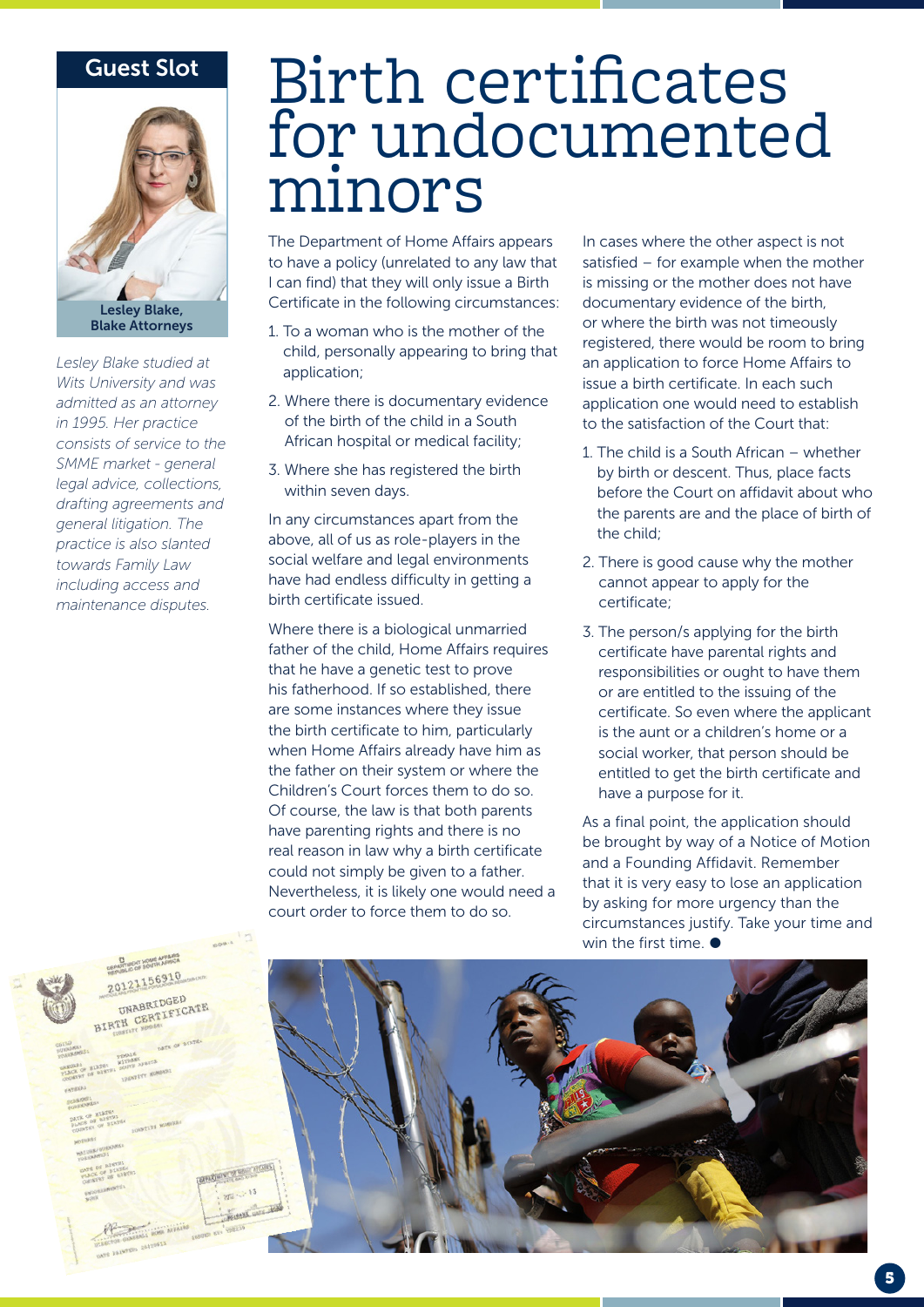# Birth certificates for undocumented minors

**Guest Slot**

**Lesley Blake, Blake Attorneys**

*Lesley Blake studied at Wits University and was admitted as an attorney in 1995. Her practice consists of service to the SMME market - general legal advice, collections, drafting agreements and general litigation. The practice is also slanted towards Family Law including access and maintenance disputes.*

The Department of Home Affairs appears to have a policy (unrelated to any law that I can find) that they will only issue a Birth Certificate in the following circumstances:

1. To a woman who is the mother of the child, personally appearing to bring that application;
2. Where there is documentary evidence of the birth of the child in a South African hospital or medical facility;
3. Where she has registered the birth within seven days.

In any circumstances apart from the above, all of us as role-players in the social welfare and legal environments have had endless difficulty in getting a birth certificate issued.

Where there is a biological unmarried father of the child, Home Affairs requires that he have a genetic test to prove his fatherhood. If so established, there are some instances where they issue the birth certificate to him, particularly when Home Affairs already have him as the father on their system or where the Children's Court forces them to do so. Of course, the law is that both parents have parenting rights and there is no real reason in law why a birth certificate could not simply be given to a father. Nevertheless, it is likely one would need a court order to force them to do so.

In cases where the other aspect is not satisfied – for example when the mother is missing or the mother does not have documentary evidence of the birth, or where the birth was not timeously registered, there would be room to bring an application to force Home Affairs to issue a birth certificate. In each such application one would need to establish to the satisfaction of the Court that:

1. The child is a South African – whether by birth or descent. Thus, place facts before the Court on affidavit about who the parents are and the place of birth of the child;
2. There is good cause why the mother cannot appear to apply for the certificate;
3. The person/s applying for the birth certificate have parental rights and responsibilities or ought to have them or are entitled to the issuing of the certificate. So even where the applicant is the aunt or a children's home or a social worker, that person should be entitled to get the birth certificate and have a purpose for it.

As a final point, the application should be brought by way of a Notice of Motion and a Founding Affidavit. Remember that it is very easy to lose an application by asking for more urgency than the circumstances justify. Take your time and win the first time. ●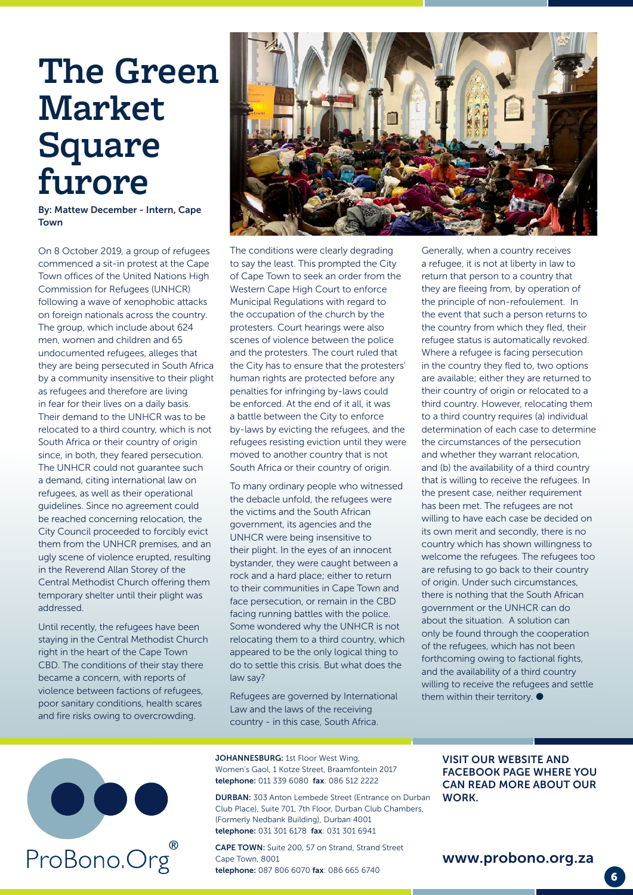# The Green Market Square furore

**By: Mattew December - Intern, Cape Town**

On 8 October 2019, a group of refugees commenced a sit-in protest at the Cape Town offices of the United Nations High Commission for Refugees (UNHCR) following a wave of xenophobic attacks on foreign nationals across the country. The group, which include about 624 men, women and children and 65 undocumented refugees, alleges that they are being persecuted in South Africa by a community insensitive to their plight as refugees and therefore are living in fear for their lives on a daily basis. Their demand to the UNHCR was to be relocated to a third country, which is not South Africa or their country of origin since, in both, they feared persecution. The UNHCR could not guarantee such a demand, citing international law on refugees, as well as their operational guidelines. Since no agreement could be reached concerning relocation, the City Council proceeded to forcibly evict them from the UNHCR premises, and an ugly scene of violence erupted, resulting in the Reverend Allan Storey of the Central Methodist Church offering them temporary shelter until their plight was addressed.

Until recently, the refugees have been staying in the Central Methodist Church right in the heart of the Cape Town CBD. The conditions of their stay there became a concern, with reports of violence between factions of refugees, poor sanitary conditions, health scares and fire risks owing to overcrowding.

The conditions were clearly degrading to say the least. This prompted the City of Cape Town to seek an order from the Western Cape High Court to enforce Municipal Regulations with regard to the occupation of the church by the protesters. Court hearings were also scenes of violence between the police and the protesters. The court ruled that the City has to ensure that the protesters' human rights are protected before any penalties for infringing by-laws could be enforced. At the end of it all, it was a battle between the City to enforce by-laws by evicting the refugees, and the refugees resisting eviction until they were moved to another country that is not South Africa or their country of origin.

To many ordinary people who witnessed the debacle unfold, the refugees were the victims and the South African government, its agencies and the UNHCR were being insensitive to their plight. In the eyes of an innocent bystander, they were caught between a rock and a hard place; either to return to their communities in Cape Town and face persecution, or remain in the CBD facing running battles with the police. Some wondered why the UNHCR is not relocating them to a third country, which appeared to be the only logical thing to do to settle this crisis. But what does the law say?

Refugees are governed by International Law and the laws of the receiving country - in this case, South Africa.

Generally, when a country receives a refugee, it is not at liberty in law to return that person to a country that they are fleeing from, by operation of the principle of non-refoulement. In the event that such a person returns to the country from which they fled, their refugee status is automatically revoked. Where a refugee is facing persecution in the country they fled to, two options are available; either they are returned to their country of origin or relocated to a third country. However, relocating them to a third country requires (a) individual determination of each case to determine the circumstances of the persecution and whether they warrant relocation, and (b) the availability of a third country that is willing to receive the refugees. In the present case, neither requirement has been met. The refugees are not willing to have each case be decided on its own merit and secondly, there is no country which has shown willingness to welcome the refugees. The refugees too are refusing to go back to their country of origin. Under such circumstances, there is nothing that the South African government or the UNHCR can do about the situation. A solution can only be found through the cooperation of the refugees, which has not been forthcoming owing to factional fights, and the availability of a third country willing to receive the refugees and settle them within their territory. ●

ProBono.Org®

**JOHANNESBURG:** 1st Floor West Wing, Women's Gaol, 1 Kotze Street, Braamfontein 2017
**telephone:** 011 339 6080 **fax**: 086 512 2222

**DURBAN:** 303 Anton Lembede Street (Entrance on Durban Club Place), Suite 701, 7th Floor, Durban Club Chambers, (Formerly Nedbank Building), Durban 4001
**telephone:** 031 301 6178 **fax**: 031 301 6941

**CAPE TOWN:** Suite 200, 57 on Strand, Strand Street Cape Town, 8001
**telephone:** 087 806 6070 **fax**: 086 665 6740

**VISIT OUR WEBSITE AND FACEBOOK PAGE WHERE YOU CAN READ MORE ABOUT OUR WORK.**

**www.probono.org.za**